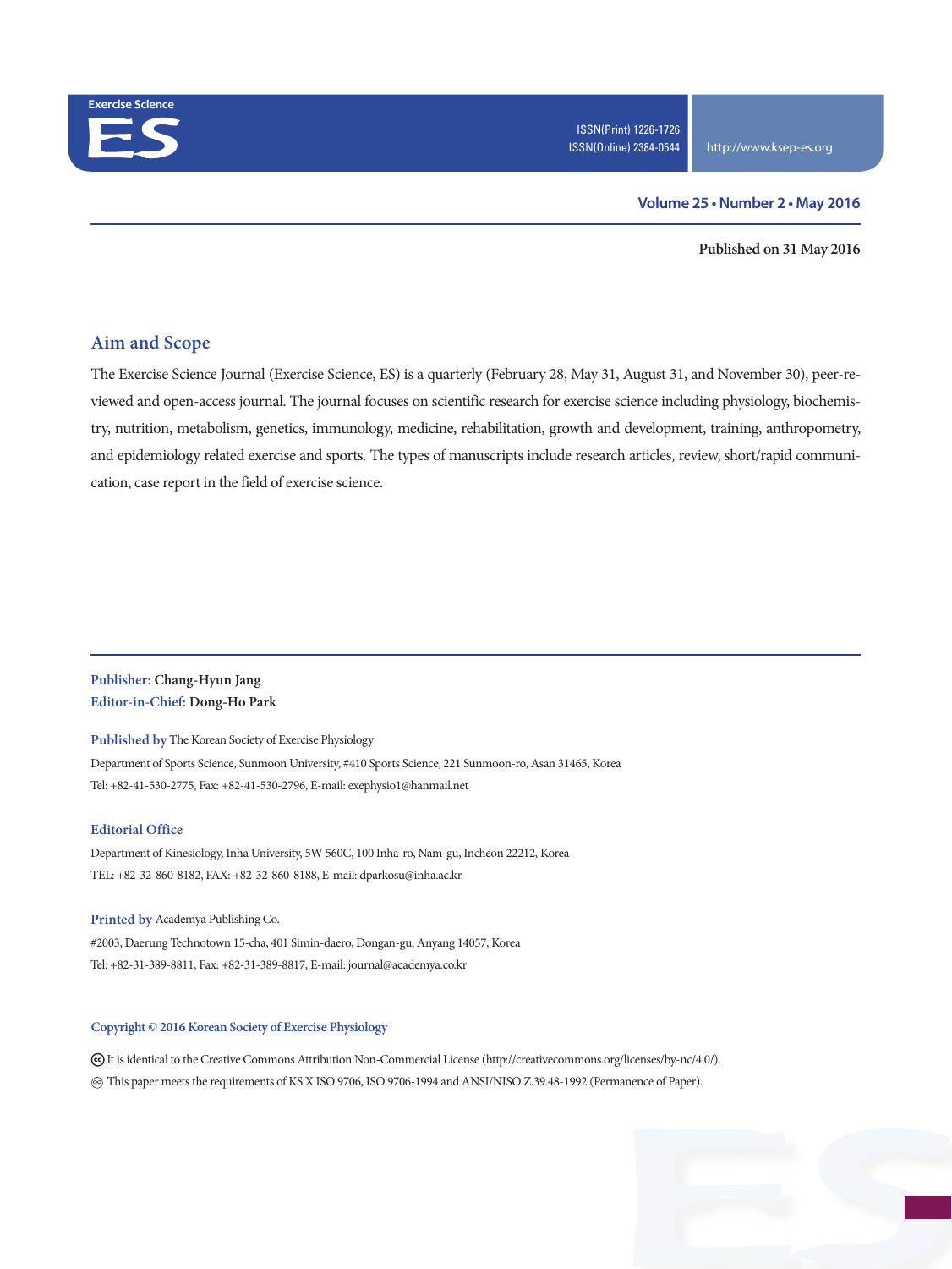Exercise Science

# ES

ISSN(Print) 1226-1726
ISSN(Online) 2384-0544

http://www.ksep-es.org

**Volume 25 • Number 2 • May 2016**

**Published on 31 May 2016**

## Aim and Scope

The Exercise Science Journal (Exercise Science, ES) is a quarterly (February 28, May 31, August 31, and November 30), peer-reviewed and open-access journal. The journal focuses on scientific research for exercise science including physiology, biochemistry, nutrition, metabolism, genetics, immunology, medicine, rehabilitation, growth and development, training, anthropometry, and epidemiology related exercise and sports. The types of manuscripts include research articles, review, short/rapid communication, case report in the field of exercise science.

---

**Publisher:** Chang-Hyun Jang
**Editor-in-Chief:** Dong-Ho Park

**Published by** The Korean Society of Exercise Physiology
Department of Sports Science, Sunmoon University, #410 Sports Science, 221 Sunmoon-ro, Asan 31465, Korea
Tel: +82-41-530-2775, Fax: +82-41-530-2796, E-mail: exephysio1@hanmail.net

**Editorial Office**
Department of Kinesiology, Inha University, 5W 560C, 100 Inha-ro, Nam-gu, Incheon 22212, Korea
TEL: +82-32-860-8182, FAX: +82-32-860-8188, E-mail: dparkosu@inha.ac.kr

**Printed by** Academya Publishing Co.
#2003, Daerung Technotown 15-cha, 401 Simin-daero, Dongan-gu, Anyang 14057, Korea
Tel: +82-31-389-8811, Fax: +82-31-389-8817, E-mail: journal@academya.co.kr

**Copyright © 2016 Korean Society of Exercise Physiology**

Ⓒ It is identical to the Creative Commons Attribution Non-Commercial License (http://creativecommons.org/licenses/by-nc/4.0/).
♾ This paper meets the requirements of KS X ISO 9706, ISO 9706-1994 and ANSI/NISO Z.39.48-1992 (Permanence of Paper).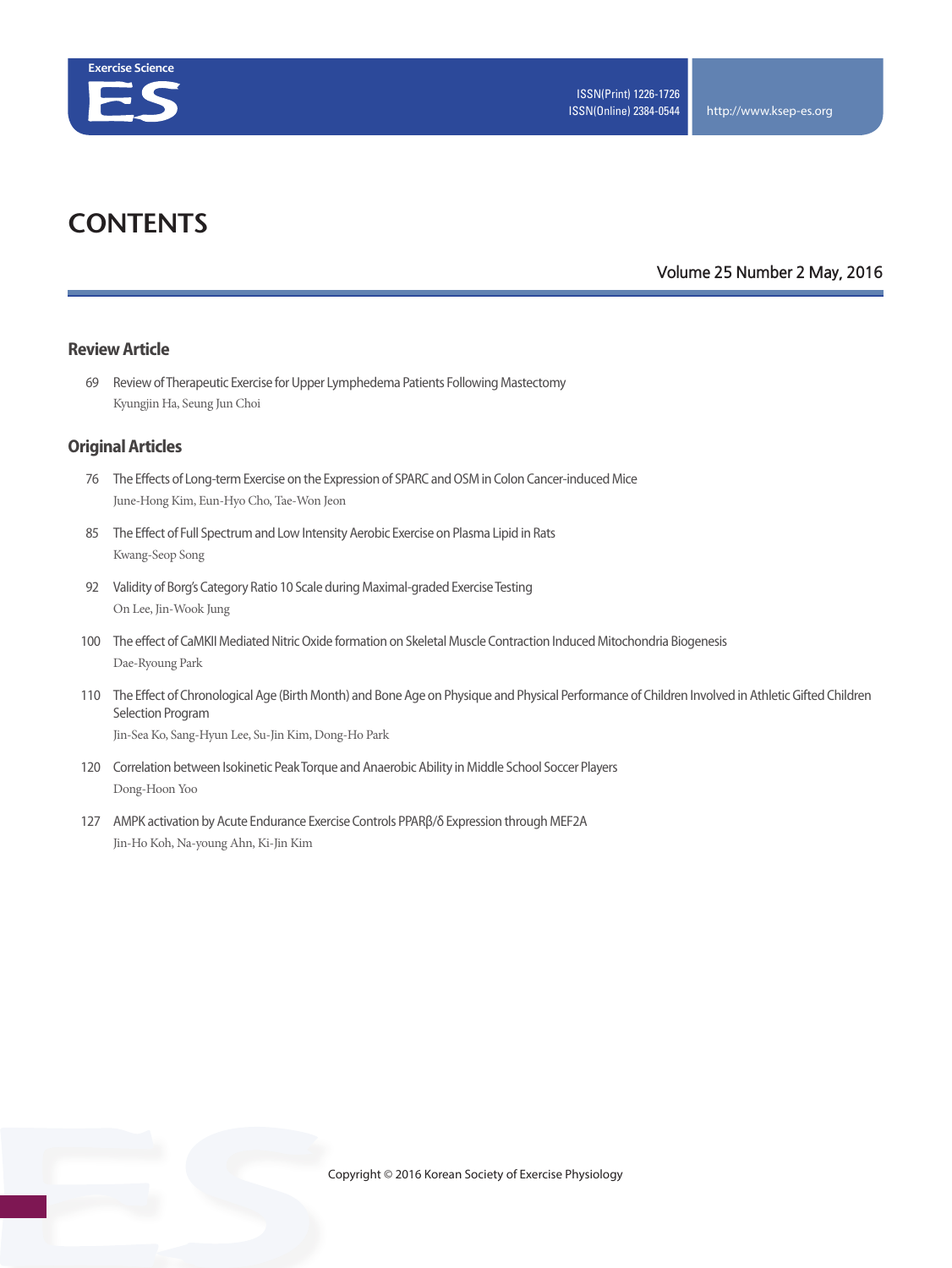# CONTENTS

Volume 25 Number 2 May, 2016

## Review Article

69 Review of Therapeutic Exercise for Upper Lymphedema Patients Following Mastectomy
Kyungjin Ha, Seung Jun Choi

## Original Articles

76 The Effects of Long-term Exercise on the Expression of SPARC and OSM in Colon Cancer-induced Mice
June-Hong Kim, Eun-Hyo Cho, Tae-Won Jeon

85 The Effect of Full Spectrum and Low Intensity Aerobic Exercise on Plasma Lipid in Rats
Kwang-Seop Song

92 Validity of Borg's Category Ratio 10 Scale during Maximal-graded Exercise Testing
On Lee, Jin-Wook Jung

100 The effect of CaMKII Mediated Nitric Oxide formation on Skeletal Muscle Contraction Induced Mitochondria Biogenesis
Dae-Ryoung Park

110 The Effect of Chronological Age (Birth Month) and Bone Age on Physique and Physical Performance of Children Involved in Athletic Gifted Children Selection Program
Jin-Sea Ko, Sang-Hyun Lee, Su-Jin Kim, Dong-Ho Park

120 Correlation between Isokinetic Peak Torque and Anaerobic Ability in Middle School Soccer Players
Dong-Hoon Yoo

127 AMPK activation by Acute Endurance Exercise Controls PPARβ/δ Expression through MEF2A
Jin-Ho Koh, Na-young Ahn, Ki-Jin Kim

Copyright © 2016 Korean Society of Exercise Physiology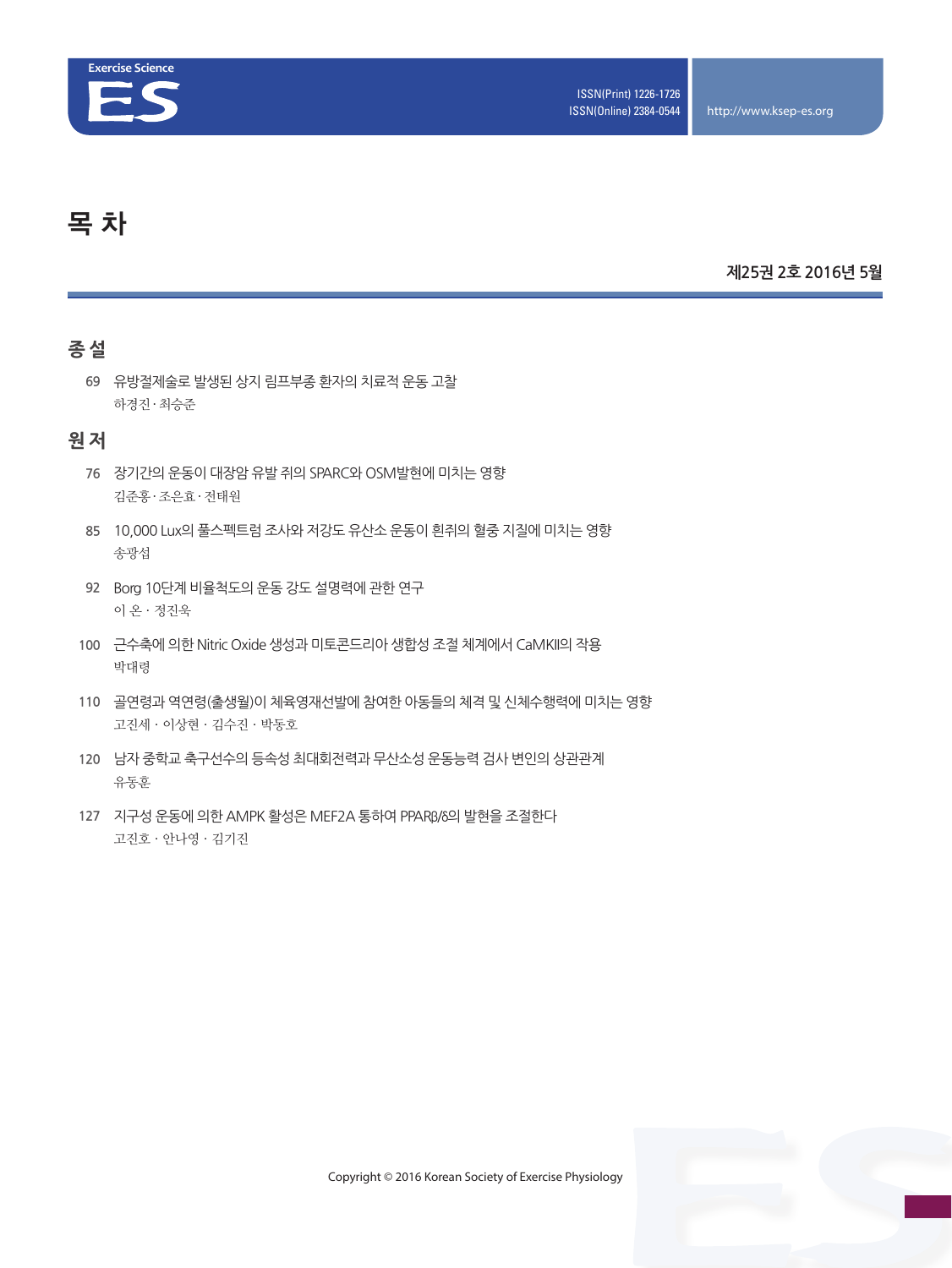# 목 차

**제25권 2호 2016년 5월**

## 종 설

69 유방절제술로 발생된 상지 림프부종 환자의 치료적 운동 고찰
하경진 · 최승준

## 원 저

76 장기간의 운동이 대장암 유발 쥐의 SPARC와 OSM발현에 미치는 영향
김준홍 · 조은효 · 전태원

85 10,000 Lux의 풀스펙트럼 조사와 저강도 유산소 운동이 흰쥐의 혈중 지질에 미치는 영향
송광섭

92 Borg 10단계 비율척도의 운동 강도 설명력에 관한 연구
이 온 · 정진욱

100 근수축에 의한 Nitric Oxide 생성과 미토콘드리아 생합성 조절 체계에서 CaMKII의 작용
박대령

110 골연령과 역연령(출생월)이 체육영재선발에 참여한 아동들의 체격 및 신체수행력에 미치는 영향
고진세 · 이상현 · 김수진 · 박동호

120 남자 중학교 축구선수의 등속성 최대회전력과 무산소성 운동능력 검사 변인의 상관관계
유동훈

127 지구성 운동에 의한 AMPK 활성은 MEF2A 통하여 PPARβ/δ의 발현을 조절한다
고진호 · 안나영 · 김기진

Copyright © 2016 Korean Society of Exercise Physiology